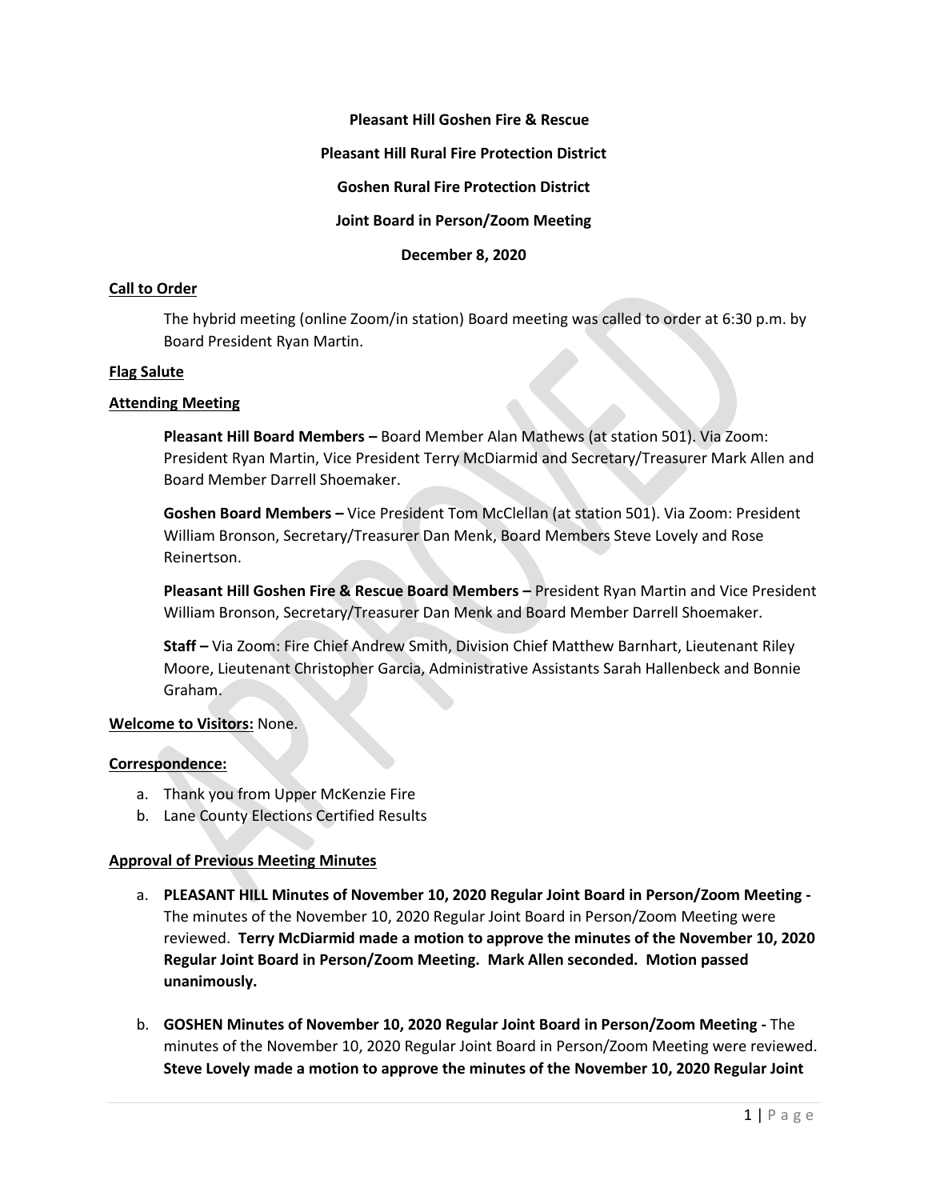**Pleasant Hill Goshen Fire & Rescue**

**Pleasant Hill Rural Fire Protection District**

**Goshen Rural Fire Protection District**

**Joint Board in Person/Zoom Meeting**

**December 8, 2020**

**Call to Order**

The hybrid meeting (online Zoom/in station) Board meeting was called to order at 6:30 p.m. by Board President Ryan Martin.

**Flag Salute**

**Attending Meeting**

**Pleasant Hill Board Members –** Board Member Alan Mathews (at station 501). Via Zoom: President Ryan Martin, Vice President Terry McDiarmid and Secretary/Treasurer Mark Allen and Board Member Darrell Shoemaker.

**Goshen Board Members –** Vice President Tom McClellan (at station 501). Via Zoom: President William Bronson, Secretary/Treasurer Dan Menk, Board Members Steve Lovely and Rose Reinertson.

**Pleasant Hill Goshen Fire & Rescue Board Members –** President Ryan Martin and Vice President William Bronson, Secretary/Treasurer Dan Menk and Board Member Darrell Shoemaker.

**Staff –** Via Zoom: Fire Chief Andrew Smith, Division Chief Matthew Barnhart, Lieutenant Riley Moore, Lieutenant Christopher Garcia, Administrative Assistants Sarah Hallenbeck and Bonnie Graham.

**Welcome to Visitors:** None.

**Correspondence:**

a. Thank you from Upper McKenzie Fire
b. Lane County Elections Certified Results

**Approval of Previous Meeting Minutes**

a. **PLEASANT HILL Minutes of November 10, 2020 Regular Joint Board in Person/Zoom Meeting -** The minutes of the November 10, 2020 Regular Joint Board in Person/Zoom Meeting were reviewed. **Terry McDiarmid made a motion to approve the minutes of the November 10, 2020 Regular Joint Board in Person/Zoom Meeting. Mark Allen seconded. Motion passed unanimously.**

b. **GOSHEN Minutes of November 10, 2020 Regular Joint Board in Person/Zoom Meeting -** The minutes of the November 10, 2020 Regular Joint Board in Person/Zoom Meeting were reviewed. **Steve Lovely made a motion to approve the minutes of the November 10, 2020 Regular Joint**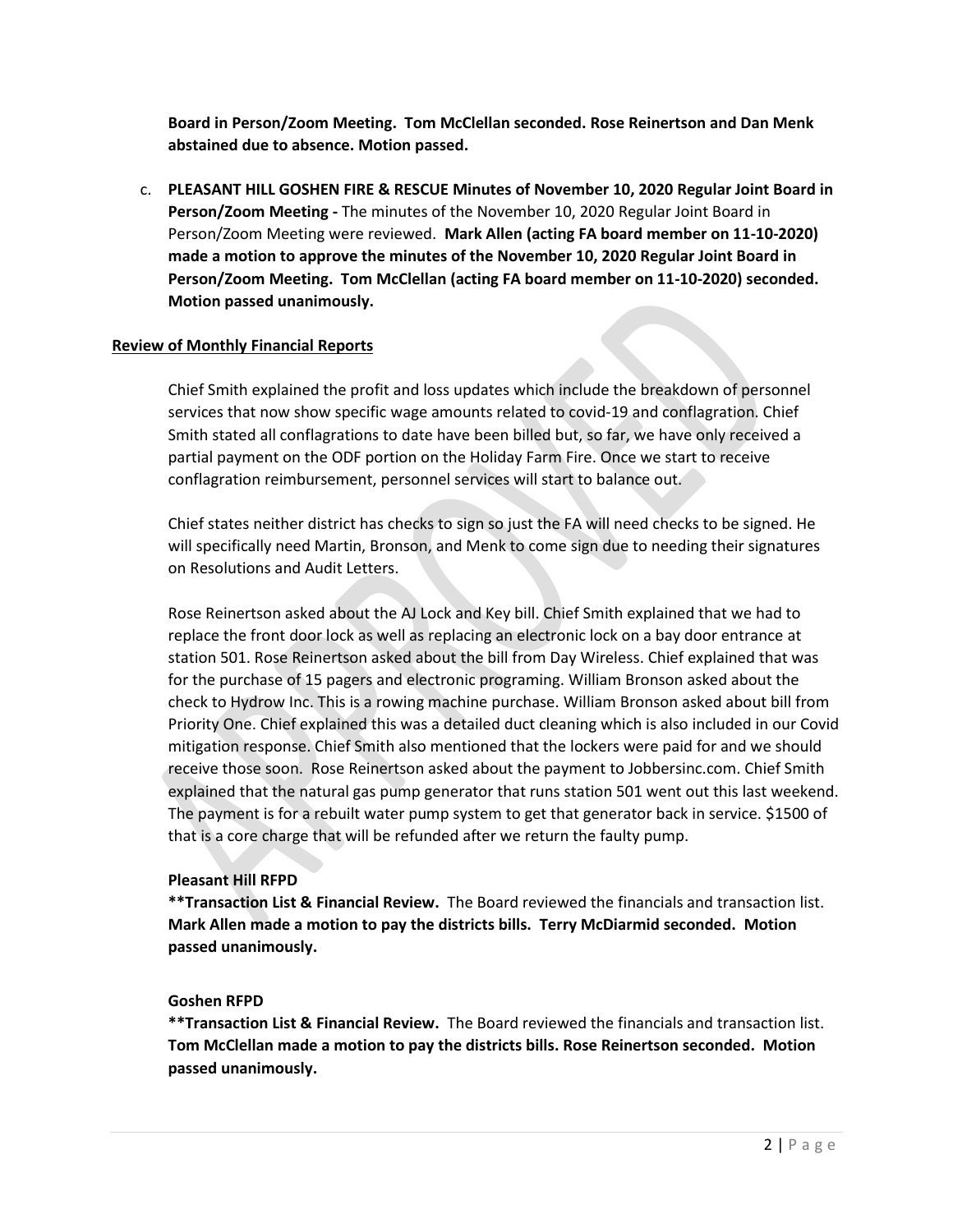**Board in Person/Zoom Meeting. Tom McClellan seconded. Rose Reinertson and Dan Menk abstained due to absence. Motion passed.**

c. **PLEASANT HILL GOSHEN FIRE & RESCUE Minutes of November 10, 2020 Regular Joint Board in Person/Zoom Meeting -** The minutes of the November 10, 2020 Regular Joint Board in Person/Zoom Meeting were reviewed. **Mark Allen (acting FA board member on 11-10-2020) made a motion to approve the minutes of the November 10, 2020 Regular Joint Board in Person/Zoom Meeting. Tom McClellan (acting FA board member on 11-10-2020) seconded. Motion passed unanimously.**

**Review of Monthly Financial Reports**

Chief Smith explained the profit and loss updates which include the breakdown of personnel services that now show specific wage amounts related to covid-19 and conflagration. Chief Smith stated all conflagrations to date have been billed but, so far, we have only received a partial payment on the ODF portion on the Holiday Farm Fire. Once we start to receive conflagration reimbursement, personnel services will start to balance out.

Chief states neither district has checks to sign so just the FA will need checks to be signed. He will specifically need Martin, Bronson, and Menk to come sign due to needing their signatures on Resolutions and Audit Letters.

Rose Reinertson asked about the AJ Lock and Key bill. Chief Smith explained that we had to replace the front door lock as well as replacing an electronic lock on a bay door entrance at station 501. Rose Reinertson asked about the bill from Day Wireless. Chief explained that was for the purchase of 15 pagers and electronic programing. William Bronson asked about the check to Hydrow Inc. This is a rowing machine purchase. William Bronson asked about bill from Priority One. Chief explained this was a detailed duct cleaning which is also included in our Covid mitigation response. Chief Smith also mentioned that the lockers were paid for and we should receive those soon. Rose Reinertson asked about the payment to Jobbersinc.com. Chief Smith explained that the natural gas pump generator that runs station 501 went out this last weekend. The payment is for a rebuilt water pump system to get that generator back in service. $1500 of that is a core charge that will be refunded after we return the faulty pump.

**Pleasant Hill RFPD**

****Transaction List & Financial Review.** The Board reviewed the financials and transaction list. **Mark Allen made a motion to pay the districts bills. Terry McDiarmid seconded. Motion passed unanimously.**

**Goshen RFPD**

****Transaction List & Financial Review.** The Board reviewed the financials and transaction list. **Tom McClellan made a motion to pay the districts bills. Rose Reinertson seconded. Motion passed unanimously.**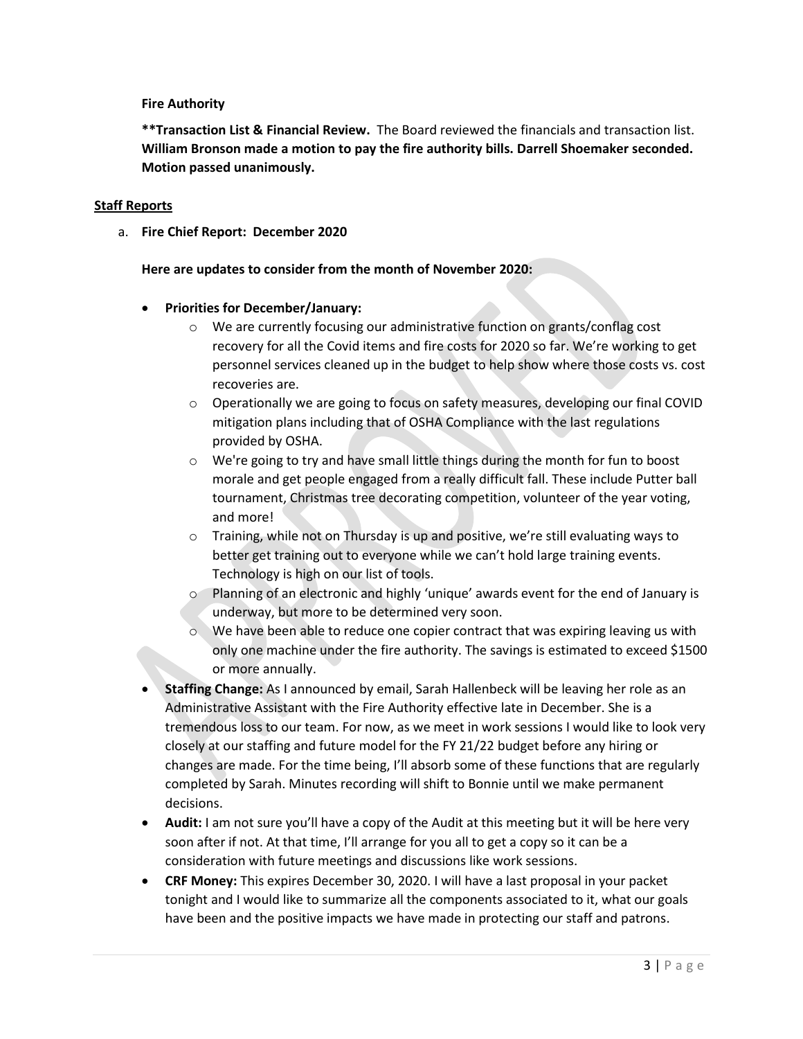**Fire Authority**

****Transaction List & Financial Review.** The Board reviewed the financials and transaction list. **William Bronson made a motion to pay the fire authority bills. Darrell Shoemaker seconded. Motion passed unanimously.**

**Staff Reports**

a. **Fire Chief Report: December 2020**

**Here are updates to consider from the month of November 2020:**

- **Priorities for December/January:**
  - We are currently focusing our administrative function on grants/conflag cost recovery for all the Covid items and fire costs for 2020 so far. We're working to get personnel services cleaned up in the budget to help show where those costs vs. cost recoveries are.
  - Operationally we are going to focus on safety measures, developing our final COVID mitigation plans including that of OSHA Compliance with the last regulations provided by OSHA.
  - We're going to try and have small little things during the month for fun to boost morale and get people engaged from a really difficult fall. These include Putter ball tournament, Christmas tree decorating competition, volunteer of the year voting, and more!
  - Training, while not on Thursday is up and positive, we're still evaluating ways to better get training out to everyone while we can't hold large training events. Technology is high on our list of tools.
  - Planning of an electronic and highly 'unique' awards event for the end of January is underway, but more to be determined very soon.
  - We have been able to reduce one copier contract that was expiring leaving us with only one machine under the fire authority. The savings is estimated to exceed $1500 or more annually.
- **Staffing Change:** As I announced by email, Sarah Hallenbeck will be leaving her role as an Administrative Assistant with the Fire Authority effective late in December. She is a tremendous loss to our team. For now, as we meet in work sessions I would like to look very closely at our staffing and future model for the FY 21/22 budget before any hiring or changes are made. For the time being, I'll absorb some of these functions that are regularly completed by Sarah. Minutes recording will shift to Bonnie until we make permanent decisions.
- **Audit:** I am not sure you'll have a copy of the Audit at this meeting but it will be here very soon after if not. At that time, I'll arrange for you all to get a copy so it can be a consideration with future meetings and discussions like work sessions.
- **CRF Money:** This expires December 30, 2020. I will have a last proposal in your packet tonight and I would like to summarize all the components associated to it, what our goals have been and the positive impacts we have made in protecting our staff and patrons.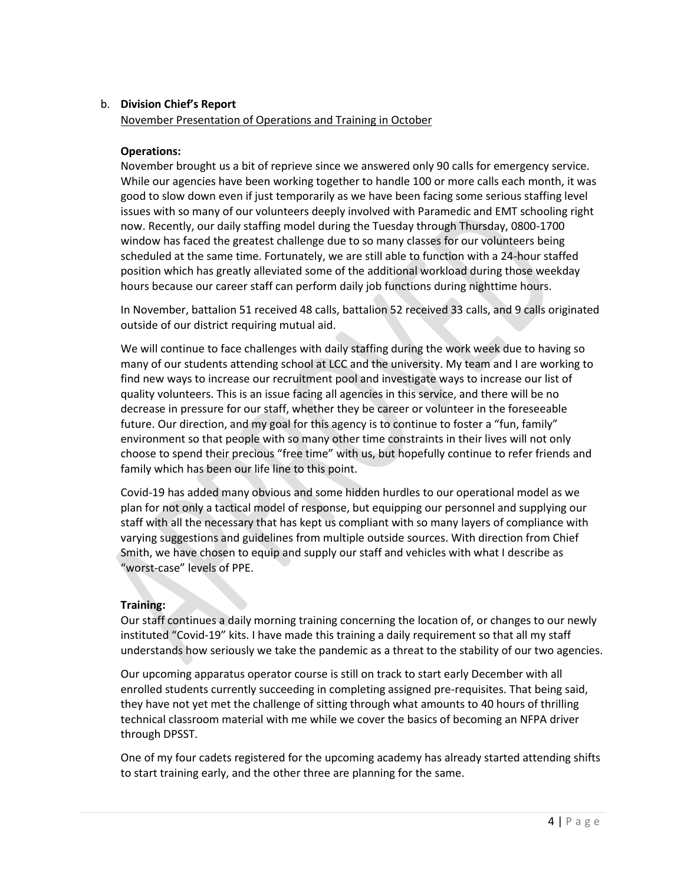b. **Division Chief's Report**

<u>November Presentation of Operations and Training in October</u>

**Operations:**

November brought us a bit of reprieve since we answered only 90 calls for emergency service. While our agencies have been working together to handle 100 or more calls each month, it was good to slow down even if just temporarily as we have been facing some serious staffing level issues with so many of our volunteers deeply involved with Paramedic and EMT schooling right now. Recently, our daily staffing model during the Tuesday through Thursday, 0800-1700 window has faced the greatest challenge due to so many classes for our volunteers being scheduled at the same time. Fortunately, we are still able to function with a 24-hour staffed position which has greatly alleviated some of the additional workload during those weekday hours because our career staff can perform daily job functions during nighttime hours.

In November, battalion 51 received 48 calls, battalion 52 received 33 calls, and 9 calls originated outside of our district requiring mutual aid.

We will continue to face challenges with daily staffing during the work week due to having so many of our students attending school at LCC and the university. My team and I are working to find new ways to increase our recruitment pool and investigate ways to increase our list of quality volunteers. This is an issue facing all agencies in this service, and there will be no decrease in pressure for our staff, whether they be career or volunteer in the foreseeable future. Our direction, and my goal for this agency is to continue to foster a "fun, family" environment so that people with so many other time constraints in their lives will not only choose to spend their precious "free time" with us, but hopefully continue to refer friends and family which has been our life line to this point.

Covid-19 has added many obvious and some hidden hurdles to our operational model as we plan for not only a tactical model of response, but equipping our personnel and supplying our staff with all the necessary that has kept us compliant with so many layers of compliance with varying suggestions and guidelines from multiple outside sources. With direction from Chief Smith, we have chosen to equip and supply our staff and vehicles with what I describe as "worst-case" levels of PPE.

**Training:**

Our staff continues a daily morning training concerning the location of, or changes to our newly instituted "Covid-19" kits. I have made this training a daily requirement so that all my staff understands how seriously we take the pandemic as a threat to the stability of our two agencies.

Our upcoming apparatus operator course is still on track to start early December with all enrolled students currently succeeding in completing assigned pre-requisites. That being said, they have not yet met the challenge of sitting through what amounts to 40 hours of thrilling technical classroom material with me while we cover the basics of becoming an NFPA driver through DPSST.

One of my four cadets registered for the upcoming academy has already started attending shifts to start training early, and the other three are planning for the same.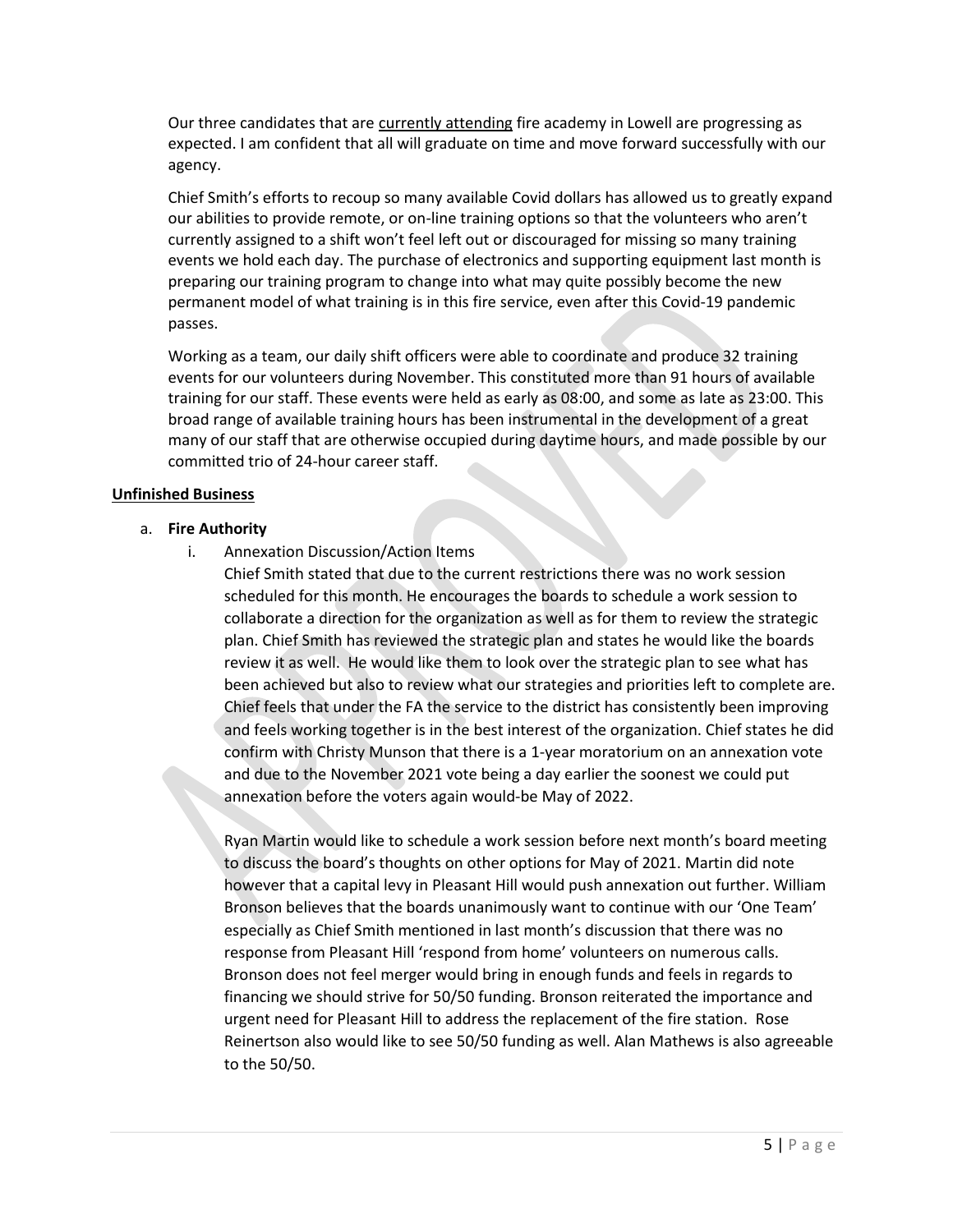Our three candidates that are <u>currently attending</u> fire academy in Lowell are progressing as expected. I am confident that all will graduate on time and move forward successfully with our agency.

Chief Smith's efforts to recoup so many available Covid dollars has allowed us to greatly expand our abilities to provide remote, or on-line training options so that the volunteers who aren't currently assigned to a shift won't feel left out or discouraged for missing so many training events we hold each day. The purchase of electronics and supporting equipment last month is preparing our training program to change into what may quite possibly become the new permanent model of what training is in this fire service, even after this Covid-19 pandemic passes.

Working as a team, our daily shift officers were able to coordinate and produce 32 training events for our volunteers during November. This constituted more than 91 hours of available training for our staff. These events were held as early as 08:00, and some as late as 23:00. This broad range of available training hours has been instrumental in the development of a great many of our staff that are otherwise occupied during daytime hours, and made possible by our committed trio of 24-hour career staff.

## **Unfinished Business**

a. **Fire Authority**
    i. Annexation Discussion/Action Items

    Chief Smith stated that due to the current restrictions there was no work session scheduled for this month. He encourages the boards to schedule a work session to collaborate a direction for the organization as well as for them to review the strategic plan. Chief Smith has reviewed the strategic plan and states he would like the boards review it as well. He would like them to look over the strategic plan to see what has been achieved but also to review what our strategies and priorities left to complete are. Chief feels that under the FA the service to the district has consistently been improving and feels working together is in the best interest of the organization. Chief states he did confirm with Christy Munson that there is a 1-year moratorium on an annexation vote and due to the November 2021 vote being a day earlier the soonest we could put annexation before the voters again would-be May of 2022.

    Ryan Martin would like to schedule a work session before next month's board meeting to discuss the board's thoughts on other options for May of 2021. Martin did note however that a capital levy in Pleasant Hill would push annexation out further. William Bronson believes that the boards unanimously want to continue with our 'One Team' especially as Chief Smith mentioned in last month's discussion that there was no response from Pleasant Hill 'respond from home' volunteers on numerous calls. Bronson does not feel merger would bring in enough funds and feels in regards to financing we should strive for 50/50 funding. Bronson reiterated the importance and urgent need for Pleasant Hill to address the replacement of the fire station. Rose Reinertson also would like to see 50/50 funding as well. Alan Mathews is also agreeable to the 50/50.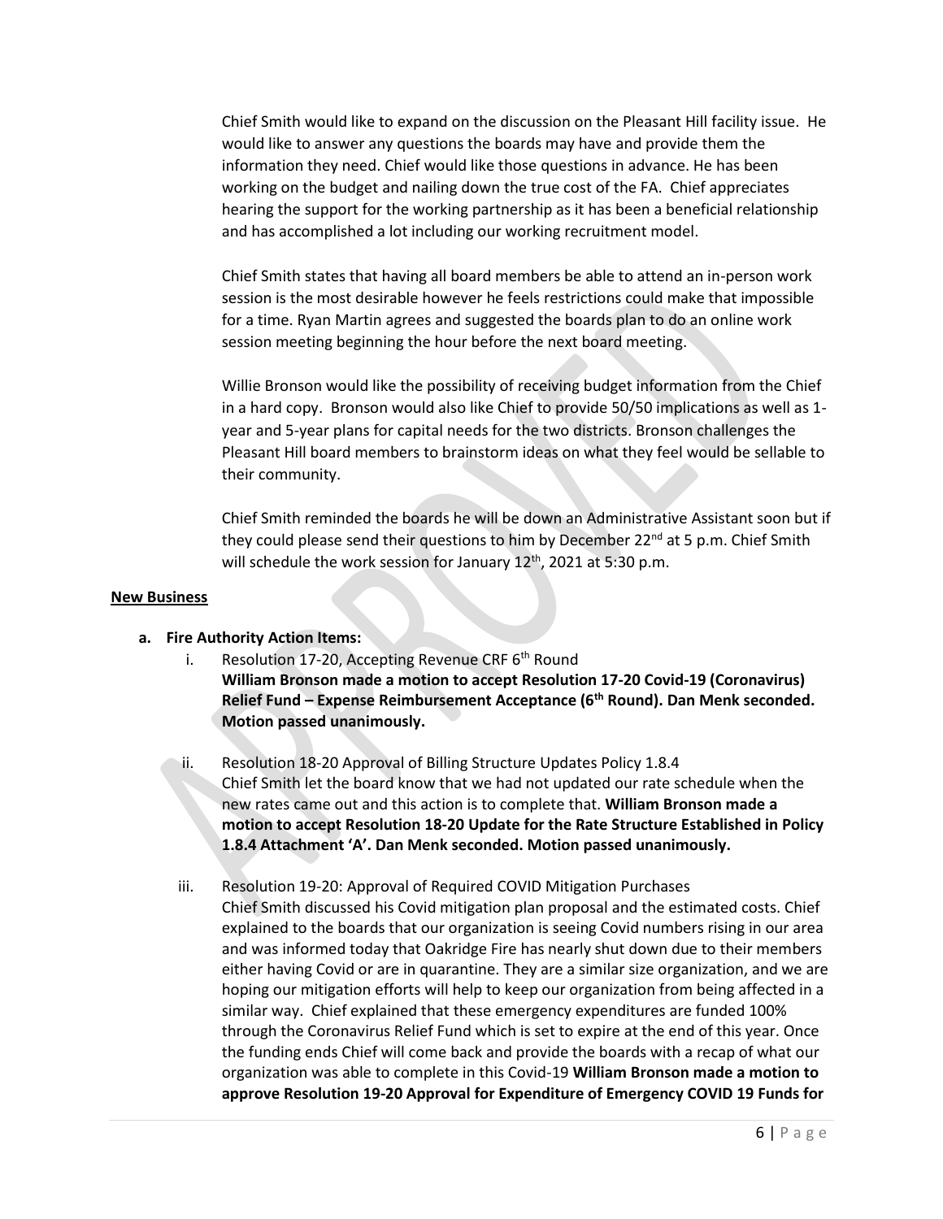Chief Smith would like to expand on the discussion on the Pleasant Hill facility issue. He would like to answer any questions the boards may have and provide them the information they need. Chief would like those questions in advance. He has been working on the budget and nailing down the true cost of the FA. Chief appreciates hearing the support for the working partnership as it has been a beneficial relationship and has accomplished a lot including our working recruitment model.

Chief Smith states that having all board members be able to attend an in-person work session is the most desirable however he feels restrictions could make that impossible for a time. Ryan Martin agrees and suggested the boards plan to do an online work session meeting beginning the hour before the next board meeting.

Willie Bronson would like the possibility of receiving budget information from the Chief in a hard copy. Bronson would also like Chief to provide 50/50 implications as well as 1-year and 5-year plans for capital needs for the two districts. Bronson challenges the Pleasant Hill board members to brainstorm ideas on what they feel would be sellable to their community.

Chief Smith reminded the boards he will be down an Administrative Assistant soon but if they could please send their questions to him by December 22nd at 5 p.m. Chief Smith will schedule the work session for January 12th, 2021 at 5:30 p.m.

## New Business

**a. Fire Authority Action Items:**

i. Resolution 17-20, Accepting Revenue CRF 6th Round
**William Bronson made a motion to accept Resolution 17-20 Covid-19 (Coronavirus) Relief Fund – Expense Reimbursement Acceptance (6th Round). Dan Menk seconded. Motion passed unanimously.**

ii. Resolution 18-20 Approval of Billing Structure Updates Policy 1.8.4
Chief Smith let the board know that we had not updated our rate schedule when the new rates came out and this action is to complete that. **William Bronson made a motion to accept Resolution 18-20 Update for the Rate Structure Established in Policy 1.8.4 Attachment 'A'. Dan Menk seconded. Motion passed unanimously.**

iii. Resolution 19-20: Approval of Required COVID Mitigation Purchases
Chief Smith discussed his Covid mitigation plan proposal and the estimated costs. Chief explained to the boards that our organization is seeing Covid numbers rising in our area and was informed today that Oakridge Fire has nearly shut down due to their members either having Covid or are in quarantine. They are a similar size organization, and we are hoping our mitigation efforts will help to keep our organization from being affected in a similar way. Chief explained that these emergency expenditures are funded 100% through the Coronavirus Relief Fund which is set to expire at the end of this year. Once the funding ends Chief will come back and provide the boards with a recap of what our organization was able to complete in this Covid-19 **William Bronson made a motion to approve Resolution 19-20 Approval for Expenditure of Emergency COVID 19 Funds for**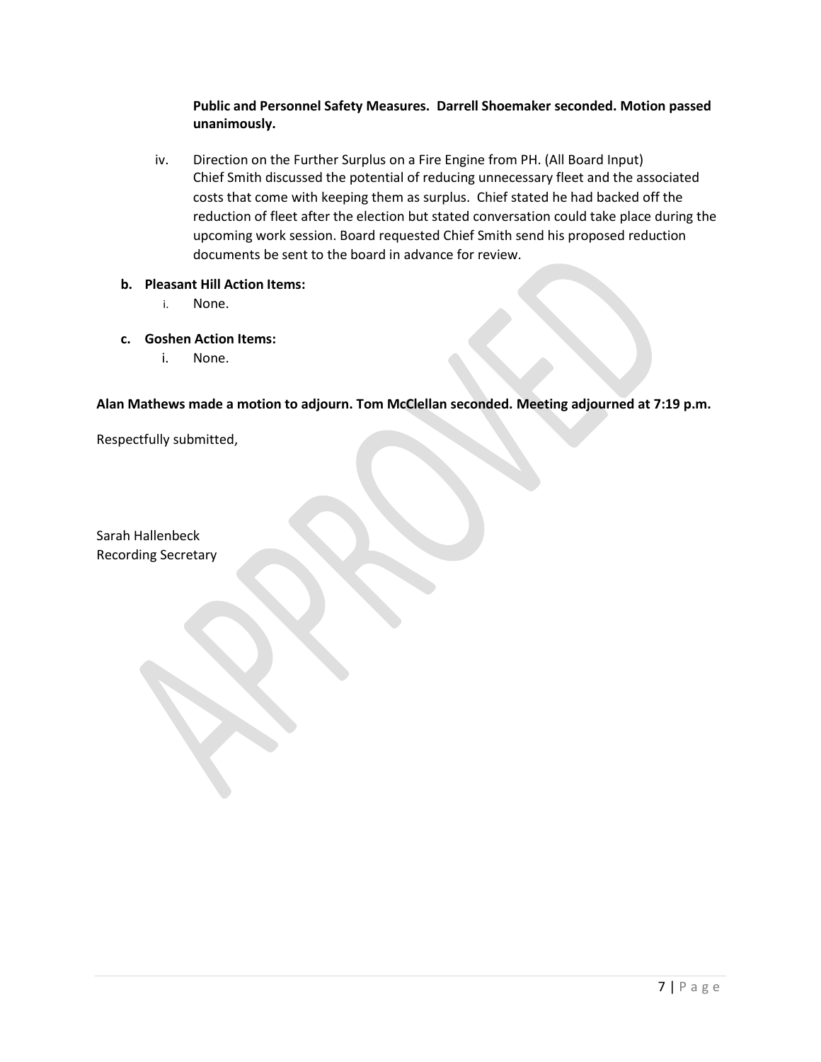**Public and Personnel Safety Measures. Darrell Shoemaker seconded. Motion passed unanimously.**

iv. Direction on the Further Surplus on a Fire Engine from PH. (All Board Input)
Chief Smith discussed the potential of reducing unnecessary fleet and the associated costs that come with keeping them as surplus. Chief stated he had backed off the reduction of fleet after the election but stated conversation could take place during the upcoming work session. Board requested Chief Smith send his proposed reduction documents be sent to the board in advance for review.

**b. Pleasant Hill Action Items:**

i. None.

**c. Goshen Action Items:**

i. None.

**Alan Mathews made a motion to adjourn. Tom McClellan seconded. Meeting adjourned at 7:19 p.m.**

Respectfully submitted,

Sarah Hallenbeck
Recording Secretary